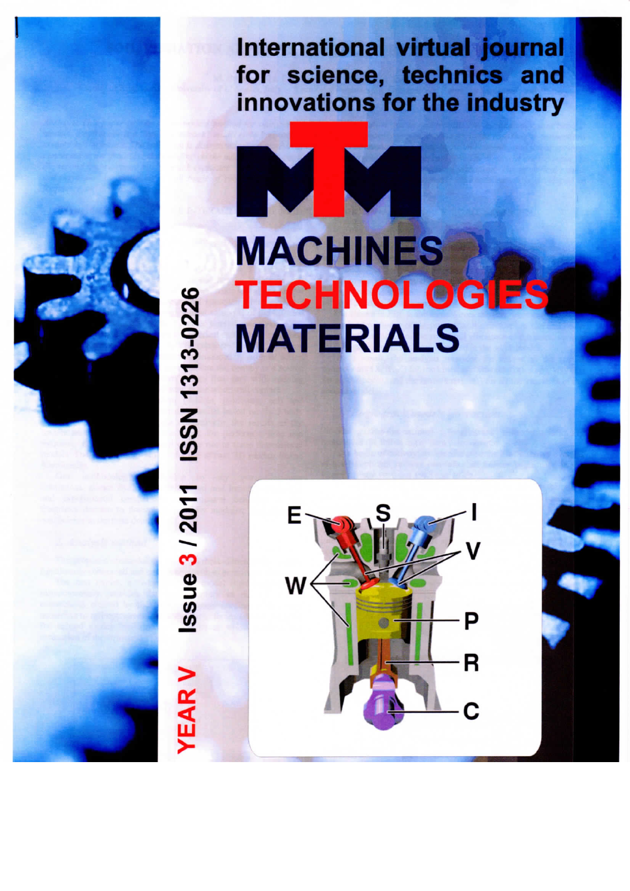International virtual journal for science, technics and innovations for the industry

# MACHINES TECHNOLOGIES MATERIALS

YEAR V Issue 3 / 2011 ISSN 1313-0226

E S I V W P R C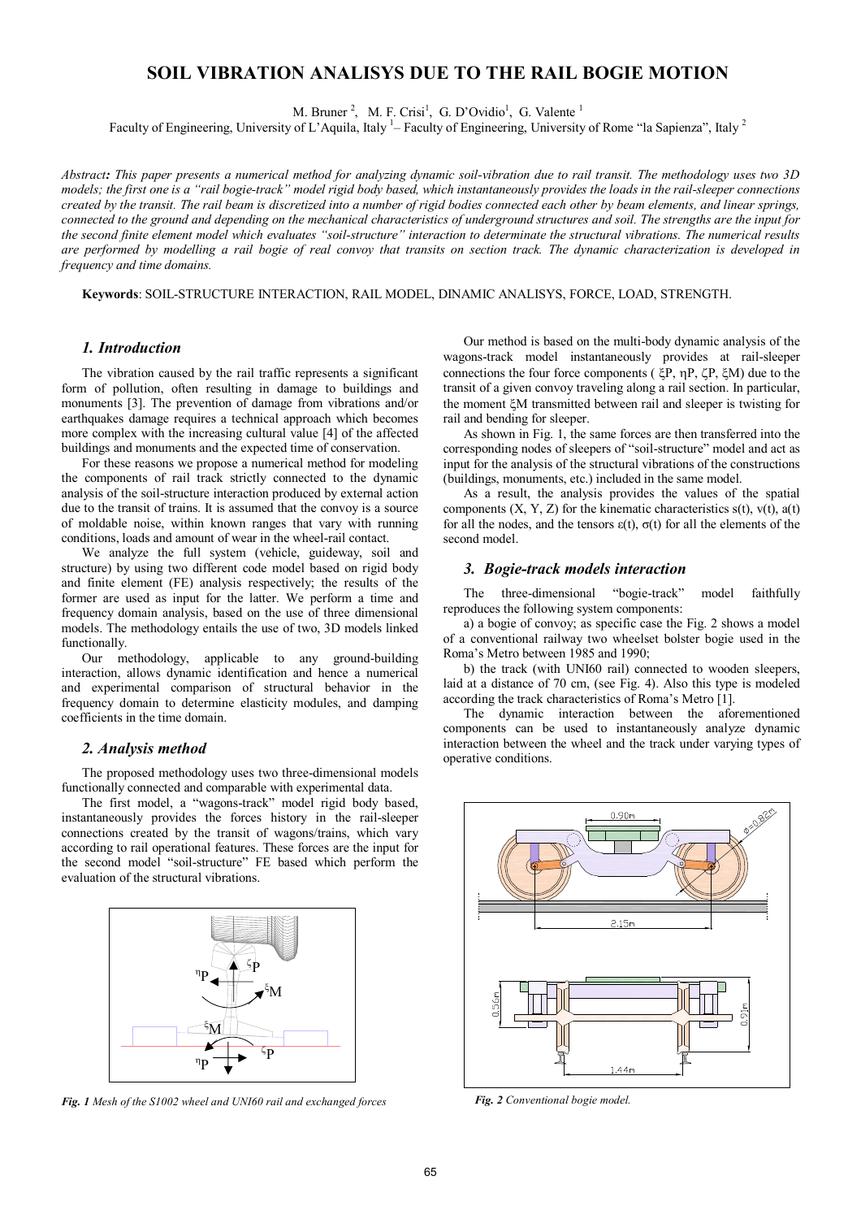# SOIL VIBRATION ANALISYS DUE TO THE RAIL BOGIE MOTION

M. Bruner [2], M. F. Crisi[1], G. D'Ovidio[1], G. Valente [1]

Faculty of Engineering, University of L'Aquila, Italy [1]– Faculty of Engineering, University of Rome "la Sapienza", Italy [2]

*Abstract: This paper presents a numerical method for analyzing dynamic soil-vibration due to rail transit. The methodology uses two 3D models; the first one is a "rail bogie-track" model rigid body based, which instantaneously provides the loads in the rail-sleeper connections created by the transit. The rail beam is discretized into a number of rigid bodies connected each other by beam elements, and linear springs, connected to the ground and depending on the mechanical characteristics of underground structures and soil. The strengths are the input for the second finite element model which evaluates "soil-structure" interaction to determinate the structural vibrations. The numerical results are performed by modelling a rail bogie of real convoy that transits on section track. The dynamic characterization is developed in frequency and time domains.*

**Keywords**: SOIL-STRUCTURE INTERACTION, RAIL MODEL, DINAMIC ANALISYS, FORCE, LOAD, STRENGTH.

## *1. Introduction*

The vibration caused by the rail traffic represents a significant form of pollution, often resulting in damage to buildings and monuments [3]. The prevention of damage from vibrations and/or earthquakes damage requires a technical approach which becomes more complex with the increasing cultural value [4] of the affected buildings and monuments and the expected time of conservation.

For these reasons we propose a numerical method for modeling the components of rail track strictly connected to the dynamic analysis of the soil-structure interaction produced by external action due to the transit of trains. It is assumed that the convoy is a source of moldable noise, within known ranges that vary with running conditions, loads and amount of wear in the wheel-rail contact.

We analyze the full system (vehicle, guideway, soil and structure) by using two different code model based on rigid body and finite element (FE) analysis respectively; the results of the former are used as input for the latter. We perform a time and frequency domain analysis, based on the use of three dimensional models. The methodology entails the use of two, 3D models linked functionally.

Our methodology, applicable to any ground-building interaction, allows dynamic identification and hence a numerical and experimental comparison of structural behavior in the frequency domain to determine elasticity modules, and damping coefficients in the time domain.

## *2. Analysis method*

The proposed methodology uses two three-dimensional models functionally connected and comparable with experimental data.

The first model, a "wagons-track" model rigid body based, instantaneously provides the forces history in the rail-sleeper connections created by the transit of wagons/trains, which vary according to rail operational features. These forces are the input for the second model "soil-structure" FE based which perform the evaluation of the structural vibrations.

*Fig. 1 Mesh of the S1002 wheel and UNI60 rail and exchanged forces*

Our method is based on the multi-body dynamic analysis of the wagons-track model instantaneously provides at rail-sleeper connections the four force components ( $^{\xi}P$, $^{\eta}P$, $^{\zeta}P$, $^{\xi}M$) due to the transit of a given convoy traveling along a rail section. In particular, the moment $^{\xi}M$ transmitted between rail and sleeper is twisting for rail and bending for sleeper.

As shown in Fig. 1, the same forces are then transferred into the corresponding nodes of sleepers of "soil-structure" model and act as input for the analysis of the structural vibrations of the constructions (buildings, monuments, etc.) included in the same model.

As a result, the analysis provides the values of the spatial components (X, Y, Z) for the kinematic characteristics s(t), v(t), a(t) for all the nodes, and the tensors ε(t), σ(t) for all the elements of the second model.

## *3. Bogie-track models interaction*

The three-dimensional "bogie-track" model faithfully reproduces the following system components:

a) a bogie of convoy; as specific case the Fig. 2 shows a model of a conventional railway two wheelset bolster bogie used in the Roma's Metro between 1985 and 1990;

b) the track (with UNI60 rail) connected to wooden sleepers, laid at a distance of 70 cm, (see Fig. 4). Also this type is modeled according the track characteristics of Roma's Metro [1].

The dynamic interaction between the aforementioned components can be used to instantaneously analyze dynamic interaction between the wheel and the track under varying types of operative conditions.

*Fig. 2 Conventional bogie model.*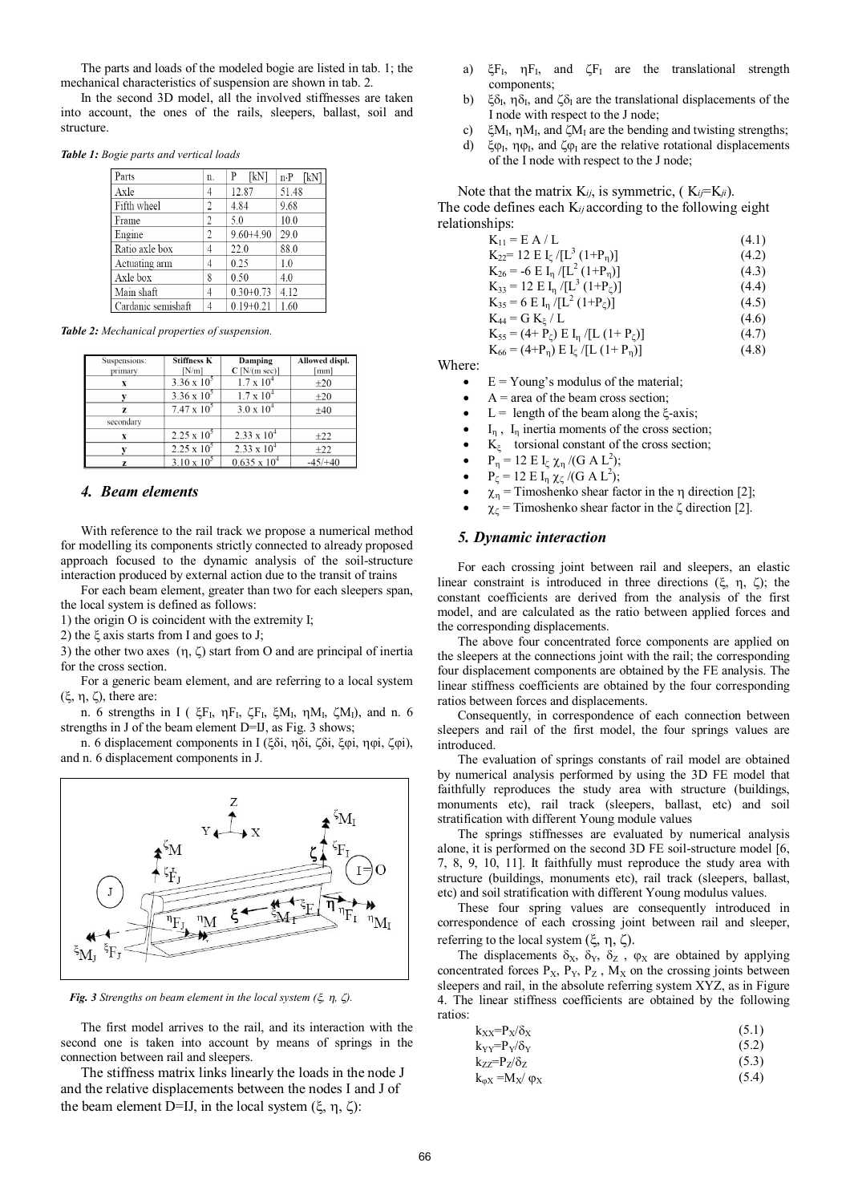The parts and loads of the modeled bogie are listed in tab. 1; the mechanical characteristics of suspension are shown in tab. 2.

In the second 3D model, all the involved stiffnesses are taken into account, the ones of the rails, sleepers, ballast, soil and structure.

*Table 1: Bogie parts and vertical loads*

| Parts | n. | P [kN] | n·P [kN] |
|---|---|---|---|
| Axle | 4 | 12.87 | 51.48 |
| Fifth wheel | 2 | 4.84 | 9.68 |
| Frame | 2 | 5.0 | 10.0 |
| Engine | 2 | 9.60+4.90 | 29.0 |
| Ratio axle box | 4 | 22.0 | 88.0 |
| Actuating arm | 4 | 0.25 | 1.0 |
| Axle box | 8 | 0.50 | 4.0 |
| Main shaft | 4 | 0.30+0.73 | 4.12 |
| Cardanic semishaft | 4 | 0.19+0.21 | 1.60 |

*Table 2: Mechanical properties of suspension.*

| Suspensions: primary | Stiffness K [N/m] | Damping C [N/(m sec)] | Allowed displ. [mm] |
|---|---|---|---|
| x | $3.36 \times 10^5$ | $1.7 \times 10^4$ | ±20 |
| y | $3.36 \times 10^5$ | $1.7 \times 10^4$ | ±20 |
| z | $7.47 \times 10^5$ | $3.0 \times 10^4$ | ±40 |
| secondary | | | |
| x | $2.25 \times 10^5$ | $2.33 \times 10^4$ | ±22 |
| y | $2.25 \times 10^5$ | $2.33 \times 10^4$ | ±22 |
| z | $3.10 \times 10^5$ | $0.635 \times 10^4$ | -45/+40 |

## 4. Beam elements

With reference to the rail track we propose a numerical method for modelling its components strictly connected to already proposed approach focused to the dynamic analysis of the soil-structure interaction produced by external action due to the transit of trains

For each beam element, greater than two for each sleepers span, the local system is defined as follows:

1) the origin O is coincident with the extremity I;
2) the $\xi$ axis starts from I and goes to J;
3) the other two axes ($\eta$, $\zeta$) start from O and are principal of inertia for the cross section.

For a generic beam element, and are referring to a local system ($\xi$, $\eta$, $\zeta$), there are:

n. 6 strengths in I ( $\xi F_I$, $\eta F_I$, $\zeta F_I$, $\xi M_I$, $\eta M_I$, $\zeta M_I$), and n. 6 strengths in J of the beam element D=IJ, as Fig. 3 shows;

n. 6 displacement components in I ($\xi\delta i$, $\eta\delta i$, $\zeta\delta i$, $\xi\varphi i$, $\eta\varphi i$, $\zeta\varphi i$), and n. 6 displacement components in J.

*Fig. 3 Strengths on beam element in the local system ($\xi$, $\eta$, $\zeta$).*

The first model arrives to the rail, and its interaction with the second one is taken into account by means of springs in the connection between rail and sleepers.

The stiffness matrix links linearly the loads in the node J and the relative displacements between the nodes I and J of the beam element D=IJ, in the local system ($\xi$, $\eta$, $\zeta$):

a) $\xi F_I$, $\eta F_I$, and $\zeta F_I$ are the translational strength components;
b) $\xi\delta_I$, $\eta\delta_I$, and $\zeta\delta_I$ are the translational displacements of the I node with respect to the J node;
c) $\xi M_I$, $\eta M_I$, and $\zeta M_I$ are the bending and twisting strengths;
d) $\xi\varphi_I$, $\eta\varphi_I$, and $\zeta\varphi_I$ are the relative rotational displacements of the I node with respect to the J node;

Note that the matrix $K_{ij}$, is symmetric, ( $K_{ij}$=$K_{ji}$).
The code defines each $K_{ij}$ according to the following eight relationships:

$$K_{11} = E\,A / L \quad (4.1)$$
$$K_{22} = 12\,E\,I_\zeta / [L^3\,(1+P_\eta)] \quad (4.2)$$
$$K_{26} = -6\,E\,I_\eta / [L^2\,(1+P_\eta)] \quad (4.3)$$
$$K_{33} = 12\,E\,I_\eta / [L^3\,(1+P_\zeta)] \quad (4.4)$$
$$K_{35} = 6\,E\,I_\eta / [L^2\,(1+P_\zeta)] \quad (4.5)$$
$$K_{44} = G\,K_\xi / L \quad (4.6)$$
$$K_{55} = (4+P_\zeta)\,E\,I_\eta / [L\,(1+P_\zeta)] \quad (4.7)$$
$$K_{66} = (4+P_\eta)\,E\,I_\zeta / [L\,(1+P_\eta)] \quad (4.8)$$

Where:

- E = Young's modulus of the material;
- A = area of the beam cross section;
- L = length of the beam along the $\xi$-axis;
- $I_\eta$ , $I_\eta$ inertia moments of the cross section;
- $K_\xi$ torsional constant of the cross section;
- $P_\eta = 12\,E\,I_\zeta\,\chi_\eta /(G\,A\,L^2)$;
- $P_\zeta = 12\,E\,I_\eta\,\chi_\zeta /(G\,A\,L^2)$;
- $\chi_\eta$ = Timoshenko shear factor in the $\eta$ direction [2];
- $\chi_\zeta$ = Timoshenko shear factor in the $\zeta$ direction [2].

## 5. Dynamic interaction

For each crossing joint between rail and sleepers, an elastic linear constraint is introduced in three directions ($\xi$, $\eta$, $\zeta$); the constant coefficients are derived from the analysis of the first model, and are calculated as the ratio between applied forces and the corresponding displacements.

The above four concentrated force components are applied on the sleepers at the connections joint with the rail; the corresponding four displacement components are obtained by the FE analysis. The linear stiffness coefficients are obtained by the four corresponding ratios between forces and displacements.

Consequently, in correspondence of each connection between sleepers and rail of the first model, the four springs values are introduced.

The evaluation of springs constants of rail model are obtained by numerical analysis performed by using the 3D FE model that faithfully reproduces the study area with structure (buildings, monuments etc), rail track (sleepers, ballast, etc) and soil stratification with different Young module values

The springs stiffnesses are evaluated by numerical analysis alone, it is performed on the second 3D FE soil-structure model [6, 7, 8, 9, 10, 11]. It faithfully must reproduce the study area with structure (buildings, monuments etc), rail track (sleepers, ballast, etc) and soil stratification with different Young modulus values.

These four spring values are consequently introduced in correspondence of each crossing joint between rail and sleeper, referring to the local system ($\xi$, $\eta$, $\zeta$).

The displacements $\delta_X$, $\delta_Y$, $\delta_Z$ , $\varphi_X$ are obtained by applying concentrated forces $P_X$, $P_Y$, $P_Z$ , $M_X$ on the crossing joints between sleepers and rail, in the absolute referring system XYZ, as in Figure 4. The linear stiffness coefficients are obtained by the following ratios:

$$k_{XX} = P_X/\delta_X \quad (5.1)$$
$$k_{YY} = P_Y/\delta_Y \quad (5.2)$$
$$k_{ZZ} = P_Z/\delta_Z \quad (5.3)$$
$$k_{\varphi X} = M_X/\varphi_X \quad (5.4)$$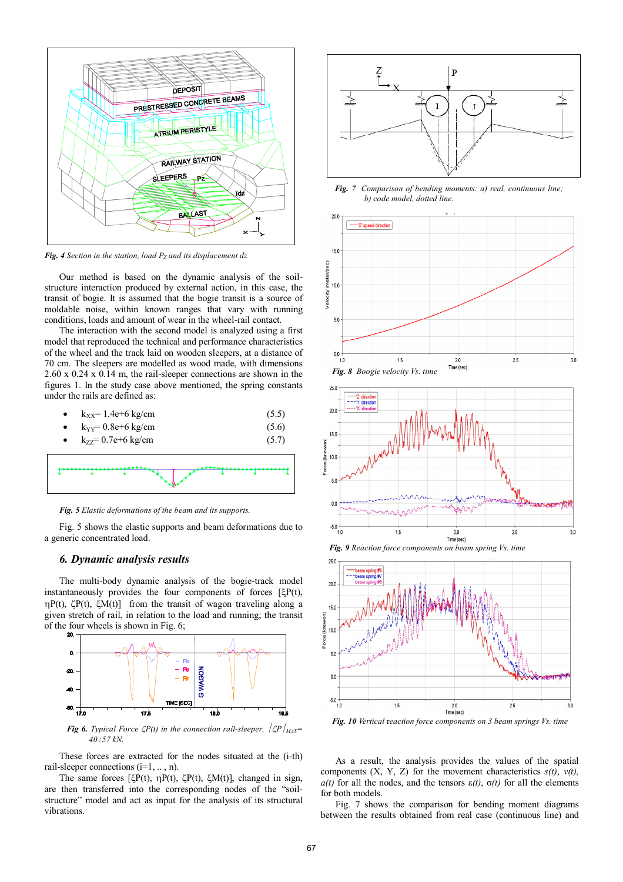*Fig. 4* Section in the station, load $P_Z$ and its displacement dz

Our method is based on the dynamic analysis of the soil-structure interaction produced by external action, in this case, the transit of bogie. It is assumed that the bogie transit is a source of moldable noise, within known ranges that vary with running conditions, loads and amount of wear in the wheel-rail contact.

The interaction with the second model is analyzed using a first model that reproduced the technical and performance characteristics of the wheel and the track laid on wooden sleepers, at a distance of 70 cm. The sleepers are modelled as wood made, with dimensions 2.60 x 0.24 x 0.14 m, the rail-sleeper connections are shown in the figures 1. In the study case above mentioned, the spring constants under the rails are defined as:

- $k_{XX}$= 1.4e+6 kg/cm (5.5)
- $k_{YY}$= 0.8e+6 kg/cm (5.6)
- $k_{ZZ}$= 0.7e+6 kg/cm (5.7)

*Fig. 5* Elastic deformations of the beam and its supports.

Fig. 5 shows the elastic supports and beam deformations due to a generic concentrated load.

## *6. Dynamic analysis results*

The multi-body dynamic analysis of the bogie-track model instantaneously provides the four components of forces [ξP(t), ηP(t), ζP(t), ξM(t)] from the transit of wagon traveling along a given stretch of rail, in relation to the load and running; the transit of the four wheels is shown in Fig. 6;

*Fig 6.* Typical Force ζP(t) in the connection rail-sleeper, $|\zeta P|_{MAX}$= 40÷57 kN.

These forces are extracted for the nodes situated at the (i-th) rail-sleeper connections (i=1, .. , n).

The same forces [ξP(t), ηP(t), ζP(t), ξM(t)], changed in sign, are then transferred into the corresponding nodes of the "soil-structure" model and act as input for the analysis of its structural vibrations.

*Fig. 7* Comparison of bending moments: a) real, continuous line; b) code model, dotted line.

*Fig. 8* Boogie velocity Vs. time

*Fig. 9* Reaction force components on beam spring Vs. time

*Fig. 10* Vertical reaction force components on 3 beam springs Vs. time

As a result, the analysis provides the values of the spatial components (X, Y, Z) for the movement characteristics *s(t)*, *v(t)*, *a(t)* for all the nodes, and the tensors *ε(t)*, *σ(t)* for all the elements for both models.

Fig. 7 shows the comparison for bending moment diagrams between the results obtained from real case (continuous line) and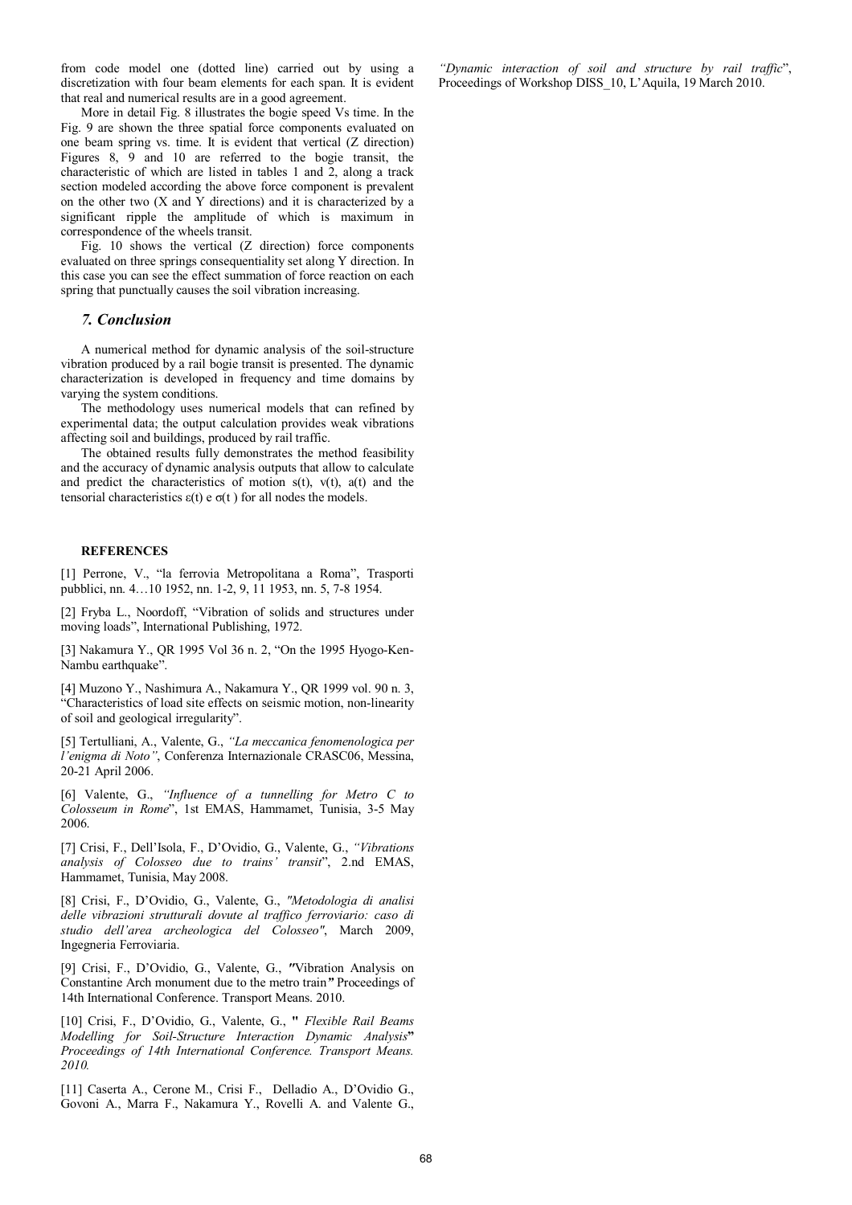from code model one (dotted line) carried out by using a discretization with four beam elements for each span. It is evident that real and numerical results are in a good agreement.

More in detail Fig. 8 illustrates the bogie speed Vs time. In the Fig. 9 are shown the three spatial force components evaluated on one beam spring vs. time. It is evident that vertical (Z direction) Figures 8, 9 and 10 are referred to the bogie transit, the characteristic of which are listed in tables 1 and 2, along a track section modeled according the above force component is prevalent on the other two (X and Y directions) and it is characterized by a significant ripple the amplitude of which is maximum in correspondence of the wheels transit.

Fig. 10 shows the vertical (Z direction) force components evaluated on three springs consequentiality set along Y direction. In this case you can see the effect summation of force reaction on each spring that punctually causes the soil vibration increasing.

### *7. Conclusion*

A numerical method for dynamic analysis of the soil-structure vibration produced by a rail bogie transit is presented. The dynamic characterization is developed in frequency and time domains by varying the system conditions.

The methodology uses numerical models that can refined by experimental data; the output calculation provides weak vibrations affecting soil and buildings, produced by rail traffic.

The obtained results fully demonstrates the method feasibility and the accuracy of dynamic analysis outputs that allow to calculate and predict the characteristics of motion s(t), v(t), a(t) and the tensorial characteristics $\varepsilon(t)$ e $\sigma(t)$ for all nodes the models.

#### **REFERENCES**

[1] Perrone, V., "la ferrovia Metropolitana a Roma", Trasporti pubblici, nn. 4…10 1952, nn. 1-2, 9, 11 1953, nn. 5, 7-8 1954.

[2] Fryba L., Noordoff, "Vibration of solids and structures under moving loads", International Publishing, 1972.

[3] Nakamura Y., QR 1995 Vol 36 n. 2, "On the 1995 Hyogo-Ken-Nambu earthquake".

[4] Muzono Y., Nashimura A., Nakamura Y., QR 1999 vol. 90 n. 3, "Characteristics of load site effects on seismic motion, non-linearity of soil and geological irregularity".

[5] Tertulliani, A., Valente, G., *"La meccanica fenomenologica per l'enigma di Noto"*, Conferenza Internazionale CRASC06, Messina, 20-21 April 2006.

[6] Valente, G., *"Influence of a tunnelling for Metro C to Colosseum in Rome*", 1st EMAS, Hammamet, Tunisia, 3-5 May 2006.

[7] Crisi, F., Dell'Isola, F., D'Ovidio, G., Valente, G., *"Vibrations analysis of Colosseo due to trains' transit*", 2.nd EMAS, Hammamet, Tunisia, May 2008.

[8] Crisi, F., D'Ovidio, G., Valente, G., *"Metodologia di analisi delle vibrazioni strutturali dovute al traffico ferroviario: caso di studio dell'area archeologica del Colosseo"*, March 2009, Ingegneria Ferroviaria.

[9] Crisi, F., D'Ovidio, G., Valente, G., "Vibration Analysis on Constantine Arch monument due to the metro train" Proceedings of 14th International Conference. Transport Means. 2010.

[10] Crisi, F., D'Ovidio, G., Valente, G., " *Flexible Rail Beams Modelling for Soil-Structure Interaction Dynamic Analysis*" *Proceedings of 14th International Conference. Transport Means. 2010.*

[11] Caserta A., Cerone M., Crisi F., Delladio A., D'Ovidio G., Govoni A., Marra F., Nakamura Y., Rovelli A. and Valente G., *"Dynamic interaction of soil and structure by rail traffic*", Proceedings of Workshop DISS_10, L'Aquila, 19 March 2010.